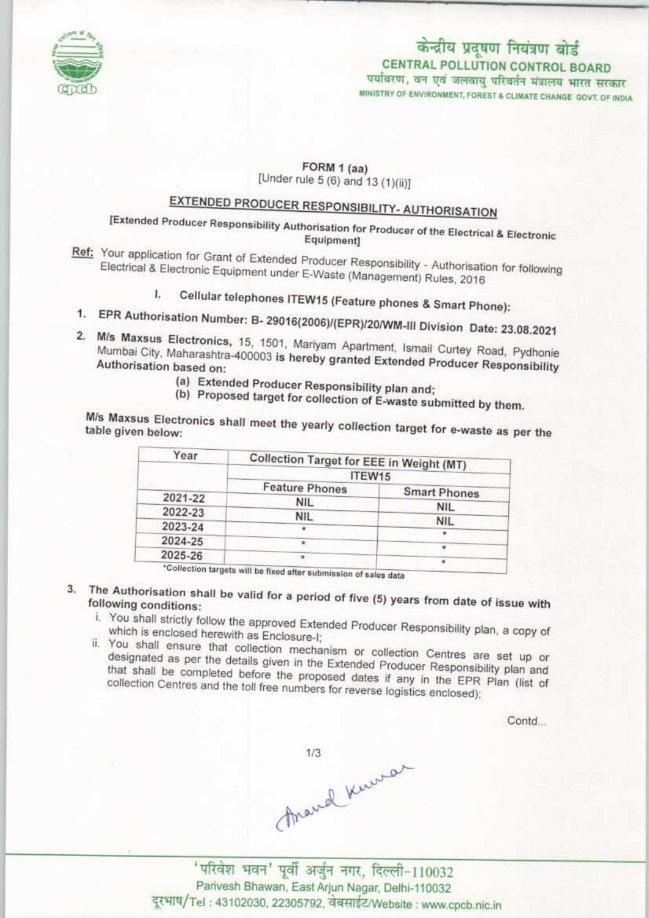केन्द्रीय प्रदूषण नियंत्रण बोर्ड
**CENTRAL POLLUTION CONTROL BOARD**
पर्यावरण, वन एवं जलवायु परिवर्तन मंत्रालय भारत सरकार
MINISTRY OF ENVIRONMENT, FOREST & CLIMATE CHANGE GOVT. OF INDIA

**FORM 1 (aa)**
[Under rule 5 (6) and 13 (1)(ii)]

## EXTENDED PRODUCER RESPONSIBILITY- AUTHORISATION

[Extended Producer Responsibility Authorisation for Producer of the Electrical & Electronic Equipment]

**Ref:** Your application for Grant of Extended Producer Responsibility - Authorisation for following Electrical & Electronic Equipment under E-Waste (Management) Rules, 2016

I. **Cellular telephones ITEW15 (Feature phones & Smart Phone):**

1. **EPR Authorisation Number: B- 29016(2006)/(EPR)/20/WM-III Division Date: 23.08.2021**

2. **M/s Maxsus Electronics,** 15, 1501, Mariyam Apartment, Ismail Curtey Road, Pydhonie Mumbai City, Maharashtra-400003 **is hereby granted Extended Producer Responsibility Authorisation based on:**
   - (a) **Extended Producer Responsibility plan and;**
   - (b) **Proposed target for collection of E-waste submitted by them.**

**M/s Maxsus Electronics shall meet the yearly collection target for e-waste as per the table given below:**

| Year | Collection Target for EEE in Weight (MT) | |
|---|---|---|
| | ITEW15 | |
| | Feature Phones | Smart Phones |
| 2021-22 | NIL | NIL |
| 2022-23 | NIL | NIL |
| 2023-24 | * | * |
| 2024-25 | * | * |
| 2025-26 | * | * |

*Collection targets will be fixed after submission of sales data

3. **The Authorisation shall be valid for a period of five (5) years from date of issue with following conditions:**
   - i. You shall strictly follow the approved Extended Producer Responsibility plan, a copy of which is enclosed herewith as Enclosure-I;
   - ii. You shall ensure that collection mechanism or collection Centres are set up or designated as per the details given in the Extended Producer Responsibility plan and that shall be completed before the proposed dates if any in the EPR Plan (list of collection Centres and the toll free numbers for reverse logistics enclosed);

Contd...

Anand Kumar

'परिवेश भवन' पूर्वी अर्जुन नगर, दिल्ली-110032
Parivesh Bhawan, East Arjun Nagar, Delhi-110032
दूरभाष/Tel : 43102030, 22305792, वेबसाईट/Website : www.cpcb.nic.in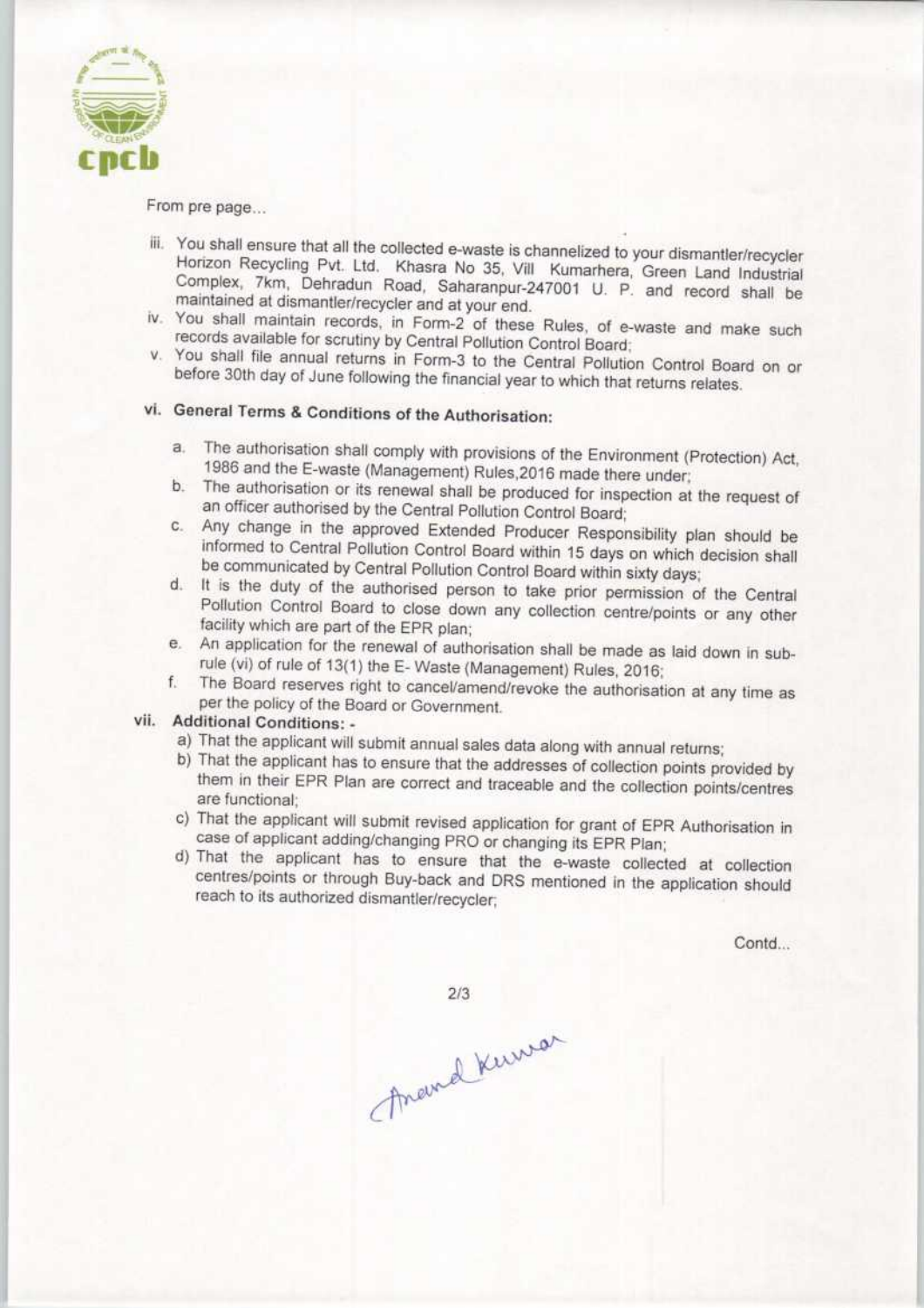From pre page...

iii. You shall ensure that all the collected e-waste is channelized to your dismantler/recycler Horizon Recycling Pvt. Ltd. Khasra No 35, Vill Kumarhera, Green Land Industrial Complex, 7km, Dehradun Road, Saharanpur-247001 U. P. and record shall be maintained at dismantler/recycler and at your end.
iv. You shall maintain records, in Form-2 of these Rules, of e-waste and make such records available for scrutiny by Central Pollution Control Board;
v. You shall file annual returns in Form-3 to the Central Pollution Control Board on or before 30th day of June following the financial year to which that returns relates.

### vi. General Terms & Conditions of the Authorisation:

a. The authorisation shall comply with provisions of the Environment (Protection) Act, 1986 and the E-waste (Management) Rules,2016 made there under;
b. The authorisation or its renewal shall be produced for inspection at the request of an officer authorised by the Central Pollution Control Board;
c. Any change in the approved Extended Producer Responsibility plan should be informed to Central Pollution Control Board within 15 days on which decision shall be communicated by Central Pollution Control Board within sixty days;
d. It is the duty of the authorised person to take prior permission of the Central Pollution Control Board to close down any collection centre/points or any other facility which are part of the EPR plan;
e. An application for the renewal of authorisation shall be made as laid down in sub-rule (vi) of rule of 13(1) the E- Waste (Management) Rules, 2016;
f. The Board reserves right to cancel/amend/revoke the authorisation at any time as per the policy of the Board or Government.

### vii. Additional Conditions: -

a) That the applicant will submit annual sales data along with annual returns;
b) That the applicant has to ensure that the addresses of collection points provided by them in their EPR Plan are correct and traceable and the collection points/centres are functional;
c) That the applicant will submit revised application for grant of EPR Authorisation in case of applicant adding/changing PRO or changing its EPR Plan;
d) That the applicant has to ensure that the e-waste collected at collection centres/points or through Buy-back and DRS mentioned in the application should reach to its authorized dismantler/recycler;

Contd...

Anand Kumar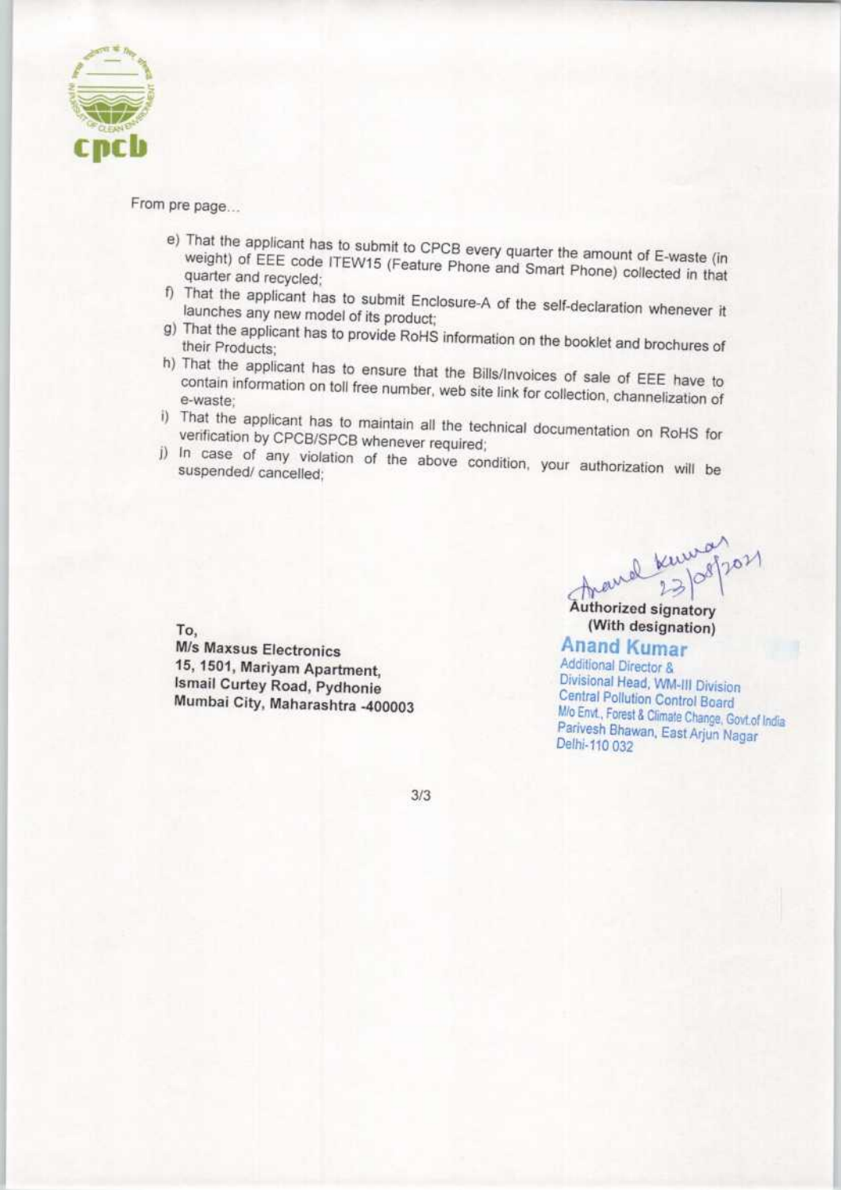From pre page...

e) That the applicant has to submit to CPCB every quarter the amount of E-waste (in weight) of EEE code ITEW15 (Feature Phone and Smart Phone) collected in that quarter and recycled;
f) That the applicant has to submit Enclosure-A of the self-declaration whenever it launches any new model of its product;
g) That the applicant has to provide RoHS information on the booklet and brochures of their Products;
h) That the applicant has to ensure that the Bills/Invoices of sale of EEE have to contain information on toll free number, web site link for collection, channelization of e-waste;
i) That the applicant has to maintain all the technical documentation on RoHS for verification by CPCB/SPCB whenever required;
j) In case of any violation of the above condition, your authorization will be suspended/ cancelled;

Anand Kumar
23/08/2021

**Authorized signatory**
**(With designation)**

**Anand Kumar**
Additional Director &
Divisional Head, WM-III Division
Central Pollution Control Board
M/o Envt., Forest & Climate Change, Govt.of India
Parivesh Bhawan, East Arjun Nagar
Delhi-110 032

To,
**M/s Maxsus Electronics**
**15, 1501, Mariyam Apartment,**
**Ismail Curtey Road, Pydhonie**
**Mumbai City, Maharashtra -400003**